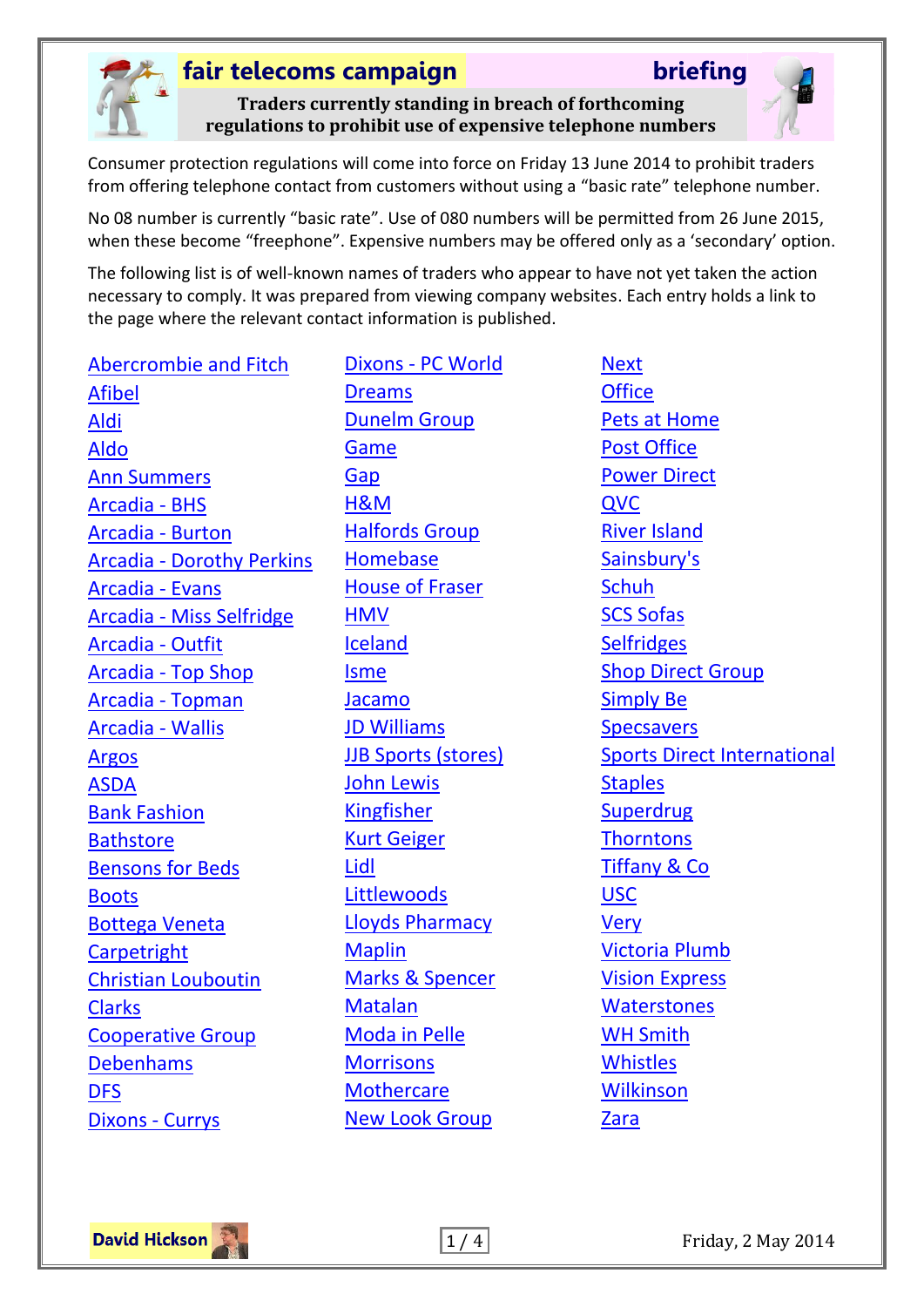# fair telecoms campaign briefing

## Traders currently standing in breach of forthcoming regulations to prohibit use of expensive telephone numbers

Consumer protection regulations will come into force on Friday 13 June 2014 to prohibit traders from offering telephone contact from customers without using a "basic rate" telephone number.

No 08 number is currently "basic rate". Use of 080 numbers will be permitted from 26 June 2015, when these become "freephone". Expensive numbers may be offered only as a 'secondary' option.

The following list is of well-known names of traders who appear to have not yet taken the action necessary to comply. It was prepared from viewing company websites. Each entry holds a link to the page where the relevant contact information is published.

- Abercrombie and Fitch
- Afibel
- Aldi
- Aldo
- Ann Summers
- Arcadia - BHS
- Arcadia - Burton
- Arcadia - Dorothy Perkins
- Arcadia - Evans
- Arcadia - Miss Selfridge
- Arcadia - Outfit
- Arcadia - Top Shop
- Arcadia - Topman
- Arcadia - Wallis
- Argos
- ASDA
- Bank Fashion
- Bathstore
- Bensons for Beds
- Boots
- Bottega Veneta
- Carpetright
- Christian Louboutin
- Clarks
- Cooperative Group
- Debenhams
- DFS
- Dixons - Currys
- Dixons - PC World
- Dreams
- Dunelm Group
- Game
- Gap
- H&M
- Halfords Group
- Homebase
- House of Fraser
- HMV
- Iceland
- Isme
- Jacamo
- JD Williams
- JJB Sports (stores)
- John Lewis
- Kingfisher
- Kurt Geiger
- Lidl
- Littlewoods
- Lloyds Pharmacy
- Maplin
- Marks & Spencer
- Matalan
- Moda in Pelle
- Morrisons
- Mothercare
- New Look Group
- Next
- Office
- Pets at Home
- Post Office
- Power Direct
- QVC
- River Island
- Sainsbury's
- Schuh
- SCS Sofas
- Selfridges
- Shop Direct Group
- Simply Be
- Specsavers
- Sports Direct International
- Staples
- Superdrug
- Thorntons
- Tiffany & Co
- USC
- Very
- Victoria Plumb
- Vision Express
- Waterstones
- WH Smith
- Whistles
- Wilkinson
- Zara

David Hickson

Friday, 2 May 2014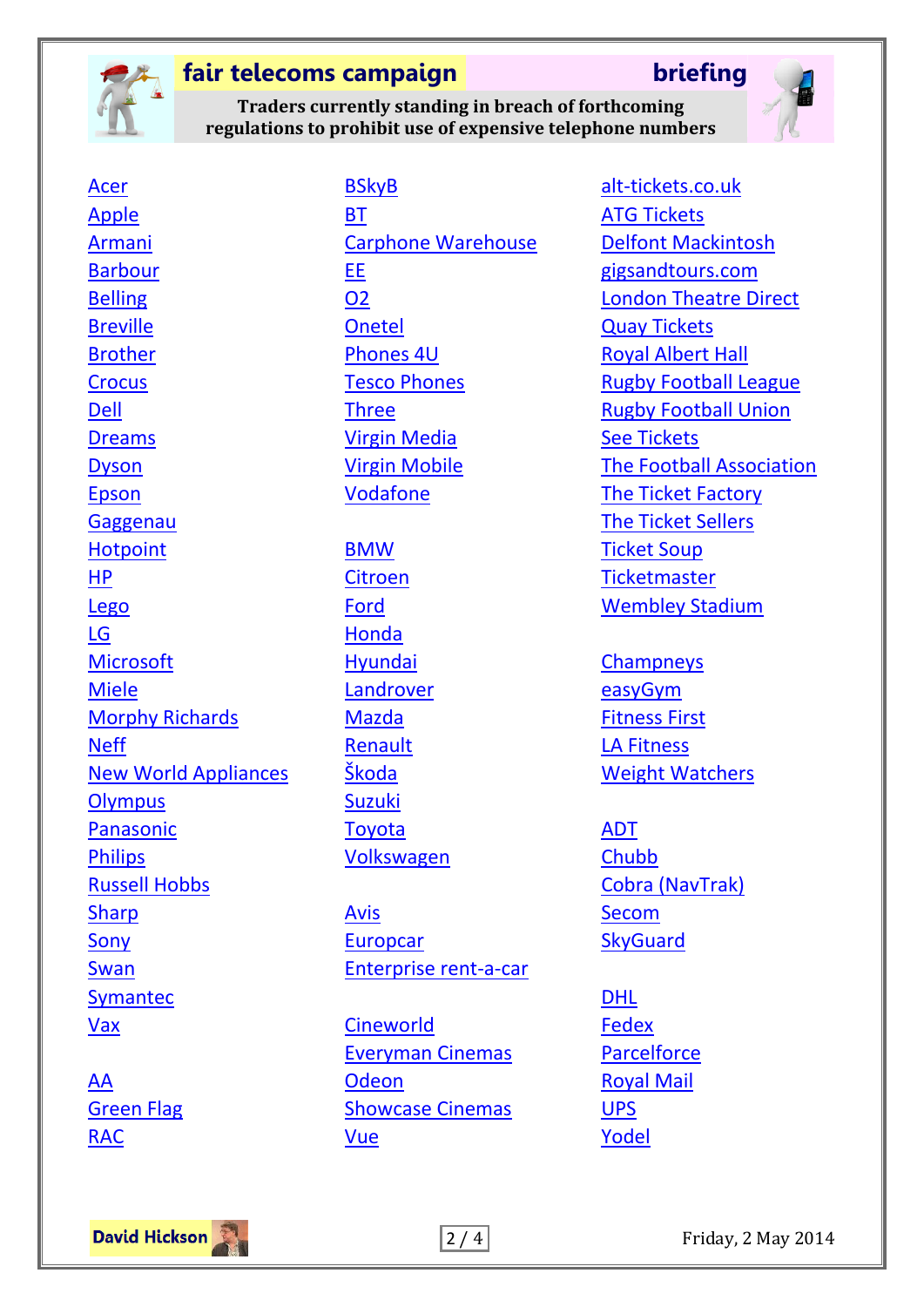# fair telecoms campaign — briefing

**Traders currently standing in breach of forthcoming regulations to prohibit use of expensive telephone numbers**

- Acer
- Apple
- Armani
- Barbour
- Belling
- Breville
- Brother
- Crocus
- Dell
- Dreams
- Dyson
- Epson
- Gaggenau
- Hotpoint
- HP
- Lego
- LG
- Microsoft
- Miele
- Morphy Richards
- Neff
- New World Appliances
- Olympus
- Panasonic
- Philips
- Russell Hobbs
- Sharp
- Sony
- Swan
- Symantec
- Vax

- AA
- Green Flag
- RAC

- BSkyB
- BT
- Carphone Warehouse
- EE
- O2
- Onetel
- Phones 4U
- Tesco Phones
- Three
- Virgin Media
- Virgin Mobile
- Vodafone

- BMW
- Citroen
- Ford
- Honda
- Hyundai
- Landrover
- Mazda
- Renault
- Škoda
- Suzuki
- Toyota
- Volkswagen

- Avis
- Europcar
- Enterprise rent-a-car

- Cineworld
- Everyman Cinemas
- Odeon
- Showcase Cinemas
- Vue

- alt-tickets.co.uk
- ATG Tickets
- Delfont Mackintosh
- gigsandtours.com
- London Theatre Direct
- Quay Tickets
- Royal Albert Hall
- Rugby Football League
- Rugby Football Union
- See Tickets
- The Football Association
- The Ticket Factory
- The Ticket Sellers
- Ticket Soup
- Ticketmaster
- Wembley Stadium

- Champneys
- easyGym
- Fitness First
- LA Fitness
- Weight Watchers

- ADT
- Chubb
- Cobra (NavTrak)
- Secom
- SkyGuard

- DHL
- Fedex
- Parcelforce
- Royal Mail
- UPS
- Yodel

David Hickson — Friday, 2 May 2014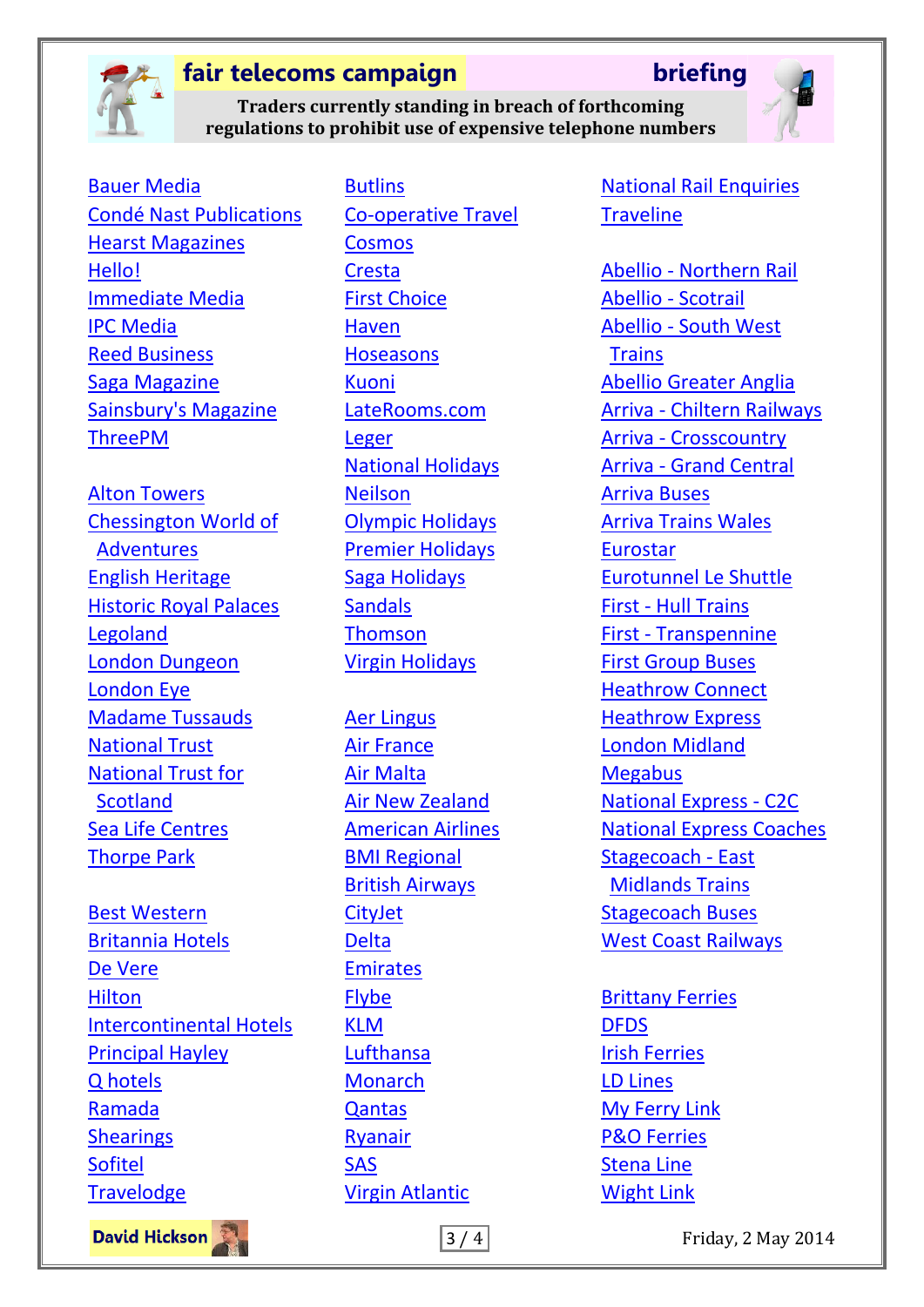**fair telecoms campaign** **briefing**

**Traders currently standing in breach of forthcoming regulations to prohibit use of expensive telephone numbers**

Bauer Media
Condé Nast Publications
Hearst Magazines
Hello!
Immediate Media
IPC Media
Reed Business
Saga Magazine
Sainsbury's Magazine
ThreePM

Alton Towers
Chessington World of Adventures
English Heritage
Historic Royal Palaces
Legoland
London Dungeon
London Eye
Madame Tussauds
National Trust
National Trust for Scotland
Sea Life Centres
Thorpe Park

Best Western
Britannia Hotels
De Vere
Hilton
Intercontinental Hotels
Principal Hayley
Q hotels
Ramada
Shearings
Sofitel
Travelodge

Butlins
Co-operative Travel
Cosmos
Cresta
First Choice
Haven
Hoseasons
Kuoni
LateRooms.com
Leger
National Holidays
Neilson
Olympic Holidays
Premier Holidays
Saga Holidays
Sandals
Thomson
Virgin Holidays

Aer Lingus
Air France
Air Malta
Air New Zealand
American Airlines
BMI Regional
British Airways
CityJet
Delta
Emirates
Flybe
KLM
Lufthansa
Monarch
Qantas
Ryanair
SAS
Virgin Atlantic

National Rail Enquiries
Traveline

Abellio - Northern Rail
Abellio - Scotrail
Abellio - South West Trains
Abellio Greater Anglia
Arriva - Chiltern Railways
Arriva - Crosscountry
Arriva - Grand Central
Arriva Buses
Arriva Trains Wales
Eurostar
Eurotunnel Le Shuttle
First - Hull Trains
First - Transpennine
First Group Buses
Heathrow Connect
Heathrow Express
London Midland
Megabus
National Express - C2C
National Express Coaches
Stagecoach - East Midlands Trains
Stagecoach Buses
West Coast Railways

Brittany Ferries
DFDS
Irish Ferries
LD Lines
My Ferry Link
P&O Ferries
Stena Line
Wight Link

David Hickson

Friday, 2 May 2014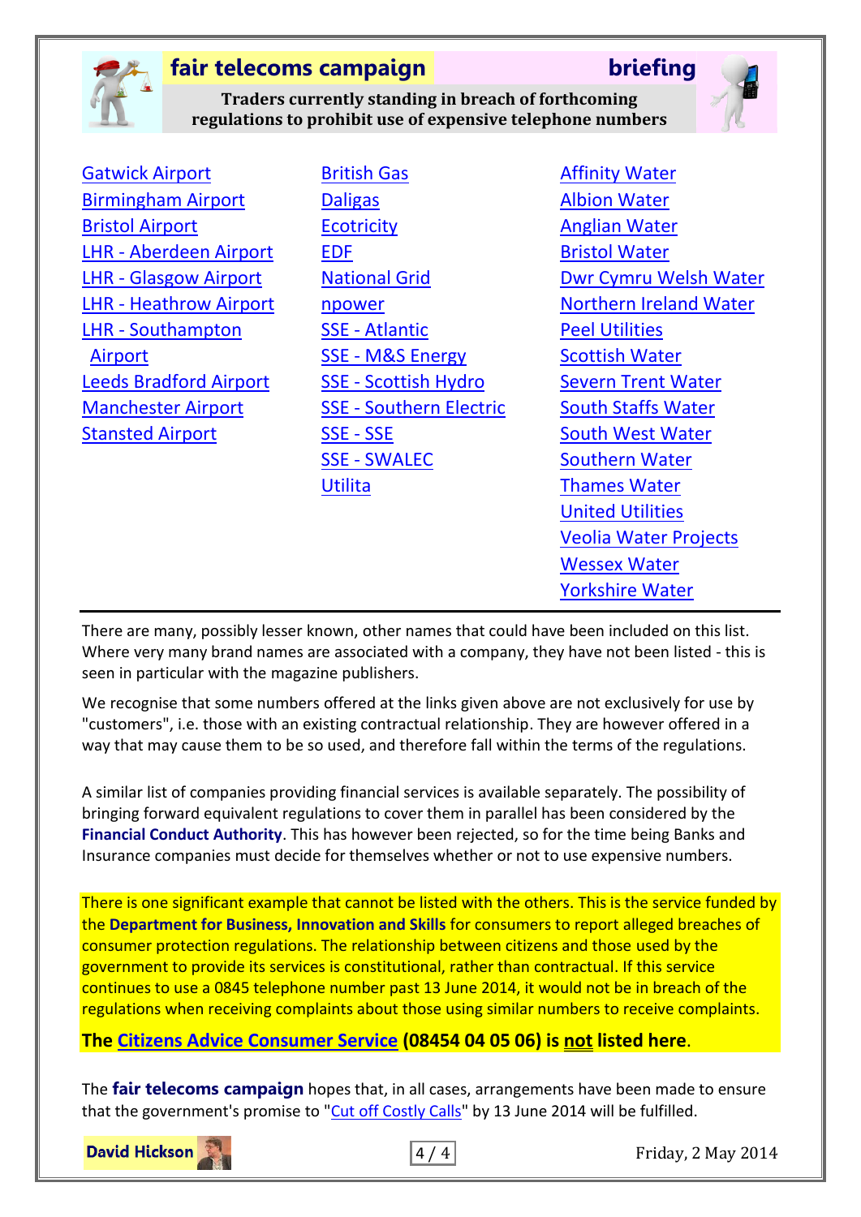**fair telecoms campaign** **briefing**

**Traders currently standing in breach of forthcoming regulations to prohibit use of expensive telephone numbers**

- Gatwick Airport
- Birmingham Airport
- Bristol Airport
- LHR - Aberdeen Airport
- LHR - Glasgow Airport
- LHR - Heathrow Airport
- LHR - Southampton Airport
- Leeds Bradford Airport
- Manchester Airport
- Stansted Airport

- British Gas
- Daligas
- Ecotricity
- EDF
- National Grid
- npower
- SSE - Atlantic
- SSE - M&S Energy
- SSE - Scottish Hydro
- SSE - Southern Electric
- SSE - SSE
- SSE - SWALEC
- Utilita

- Affinity Water
- Albion Water
- Anglian Water
- Bristol Water
- Dwr Cymru Welsh Water
- Northern Ireland Water
- Peel Utilities
- Scottish Water
- Severn Trent Water
- South Staffs Water
- South West Water
- Southern Water
- Thames Water
- United Utilities
- Veolia Water Projects
- Wessex Water
- Yorkshire Water

---

There are many, possibly lesser known, other names that could have been included on this list. Where very many brand names are associated with a company, they have not been listed - this is seen in particular with the magazine publishers.

We recognise that some numbers offered at the links given above are not exclusively for use by "customers", i.e. those with an existing contractual relationship. They are however offered in a way that may cause them to be so used, and therefore fall within the terms of the regulations.

A similar list of companies providing financial services is available separately. The possibility of bringing forward equivalent regulations to cover them in parallel has been considered by the **Financial Conduct Authority**. This has however been rejected, so for the time being Banks and Insurance companies must decide for themselves whether or not to use expensive numbers.

There is one significant example that cannot be listed with the others. This is the service funded by the **Department for Business, Innovation and Skills** for consumers to report alleged breaches of consumer protection regulations. The relationship between citizens and those used by the government to provide its services is constitutional, rather than contractual. If this service continues to use a 0845 telephone number past 13 June 2014, it would not be in breach of the regulations when receiving complaints about those using similar numbers to receive complaints.

**The Citizens Advice Consumer Service (08454 04 05 06) is not listed here.**

The **fair telecoms campaign** hopes that, in all cases, arrangements have been made to ensure that the government's promise to "Cut off Costly Calls" by 13 June 2014 will be fulfilled.

**David Hickson**

Friday, 2 May 2014